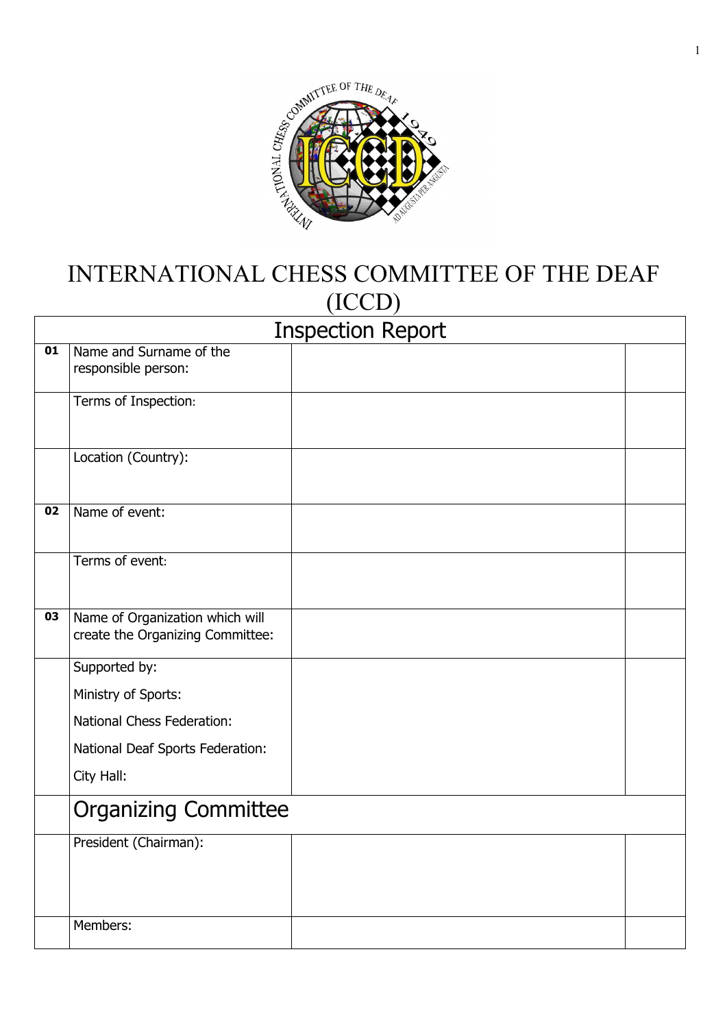# INTERNATIONAL CHESS COMMITTEE OF THE DEAF (ICCD)

| Inspection Report | | | |
|---|---|---|---|
| **01** | Name and Surname of the responsible person: | | |
| | Terms of Inspection: | | |
| | Location (Country): | | |
| **02** | Name of event: | | |
| | Terms of event: | | |
| **03** | Name of Organization which will create the Organizing Committee: | | |
| | Supported by:<br>Ministry of Sports:<br>National Chess Federation:<br>National Deaf Sports Federation:<br>City Hall: | | |
| | Organizing Committee | | |
| | President (Chairman): | | |
| | Members: | | |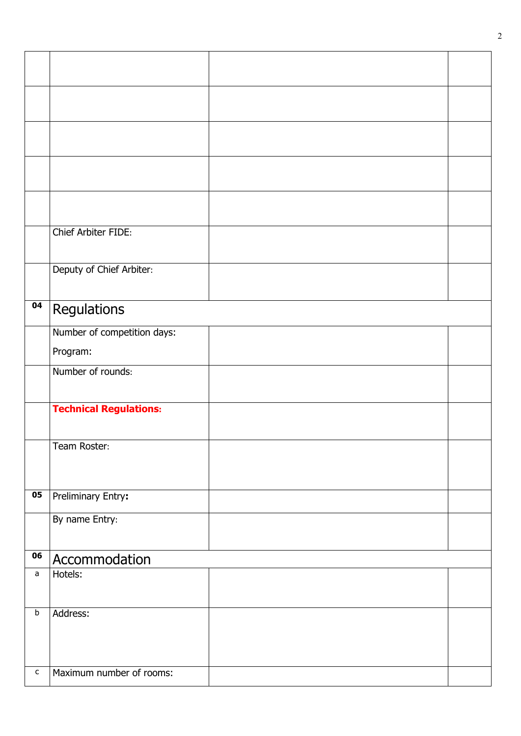| | | | |
|---|---|---|---|
| | | | |
| | | | |
| | | | |
| | | | |
| | | | |
| | Chief Arbiter FIDE: | | |
| | Deputy of Chief Arbiter: | | |
| **04** | Regulations | | |
| | Number of competition days: Program: | | |
| | Number of rounds: | | |
| | **Technical Regulations:** | | |
| | Team Roster: | | |
| **05** | Preliminary Entry**:** | | |
| | By name Entry: | | |
| **06** | Accommodation | | |
| a | Hotels: | | |
| b | Address: | | |
| c | Maximum number of rooms: | | |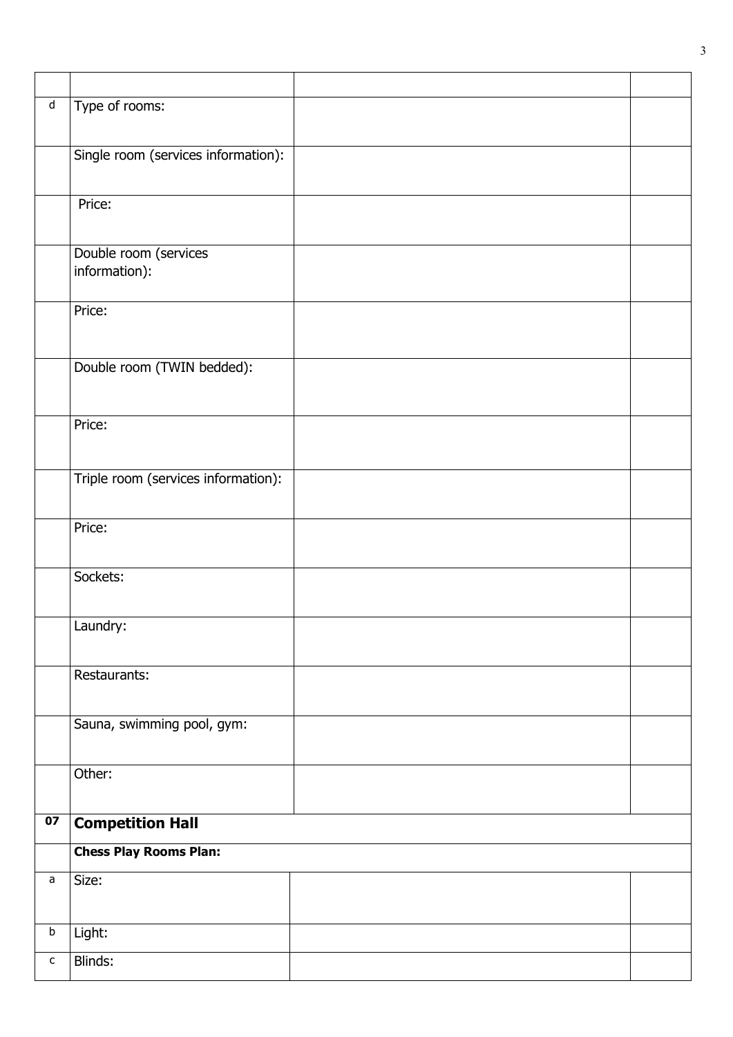| | | | |
|---|---|---|---|
| d | Type of rooms: | | |
| | Single room (services information): | | |
| | Price: | | |
| | Double room (services information): | | |
| | Price: | | |
| | Double room (TWIN bedded): | | |
| | Price: | | |
| | Triple room (services information): | | |
| | Price: | | |
| | Sockets: | | |
| | Laundry: | | |
| | Restaurants: | | |
| | Sauna, swimming pool, gym: | | |
| | Other: | | |
| **07** | **Competition Hall** | | |
| | **Chess Play Rooms Plan:** | | |
| a | Size: | | |
| b | Light: | | |
| c | Blinds: | | |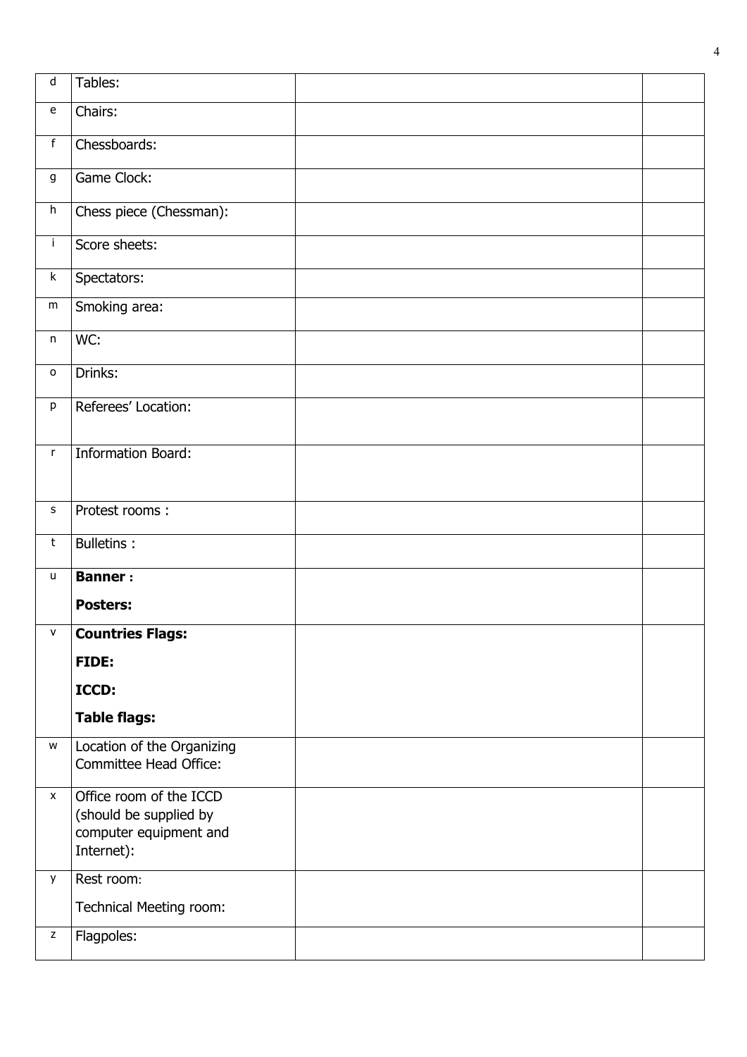| | | | |
|---|---|---|---|
| d | Tables: | | |
| e | Chairs: | | |
| f | Chessboards: | | |
| g | Game Clock: | | |
| h | Chess piece (Chessman): | | |
| i | Score sheets: | | |
| k | Spectators: | | |
| m | Smoking area: | | |
| n | WC: | | |
| o | Drinks: | | |
| p | Referees' Location: | | |
| r | Information Board: | | |
| s | Protest rooms : | | |
| t | Bulletins : | | |
| u | **Banner :**<br>**Posters:** | | |
| v | **Countries Flags:**<br>**FIDE:**<br>**ICCD:**<br>**Table flags:** | | |
| w | Location of the Organizing Committee Head Office: | | |
| x | Office room of the ICCD (should be supplied by computer equipment and Internet): | | |
| y | Rest room:<br>Technical Meeting room: | | |
| z | Flagpoles: | | |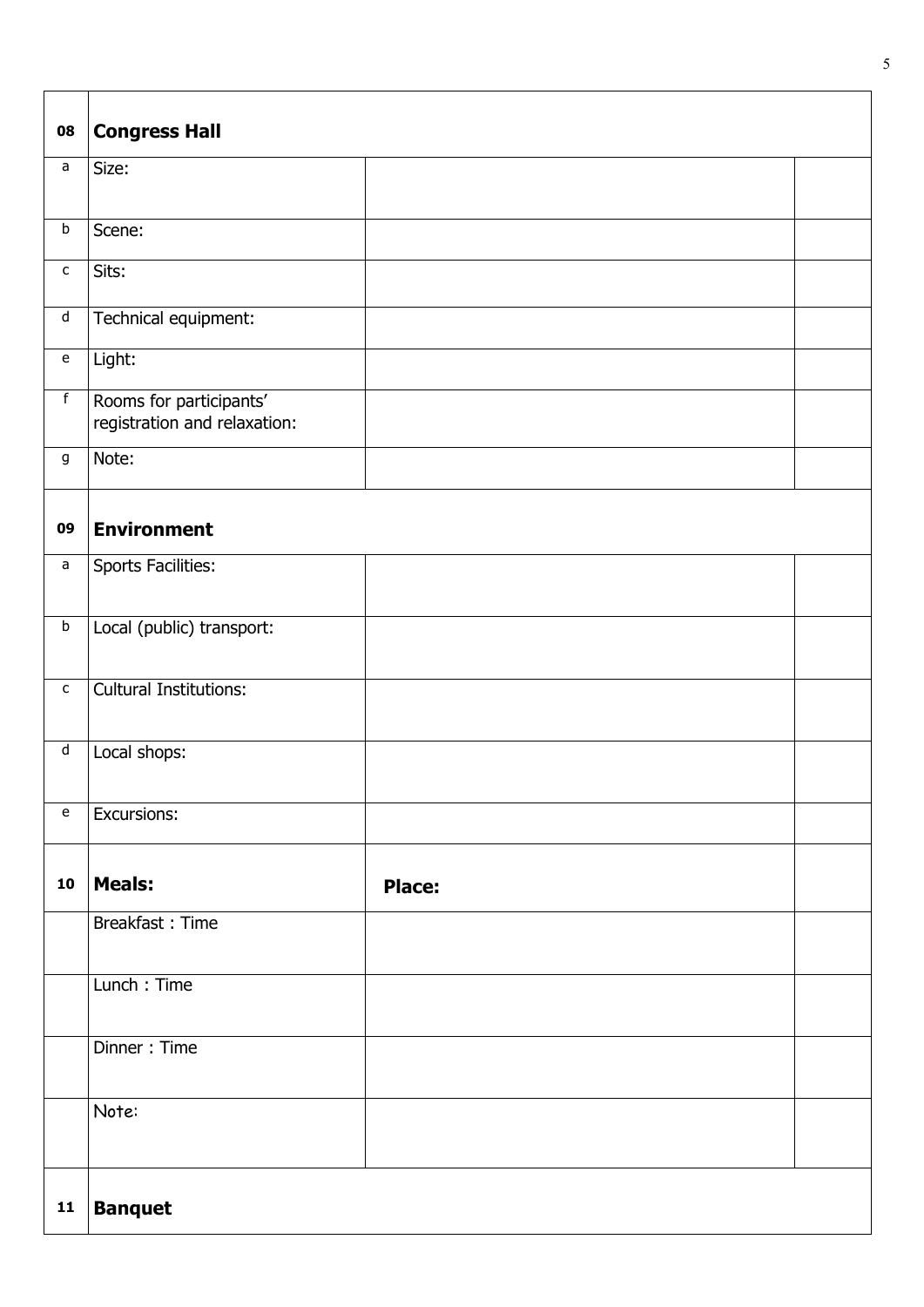| | | | |
|---|---|---|---|
| **08** | **Congress Hall** | | |
| a | Size: | | |
| b | Scene: | | |
| c | Sits: | | |
| d | Technical equipment: | | |
| e | Light: | | |
| f | Rooms for participants' registration and relaxation: | | |
| g | Note: | | |
| **09** | **Environment** | | |
| a | Sports Facilities: | | |
| b | Local (public) transport: | | |
| c | Cultural Institutions: | | |
| d | Local shops: | | |
| e | Excursions: | | |
| **10** | **Meals:** | **Place:** | |
| | Breakfast : Time | | |
| | Lunch : Time | | |
| | Dinner : Time | | |
| | Note: | | |
| **11** | **Banquet** | | |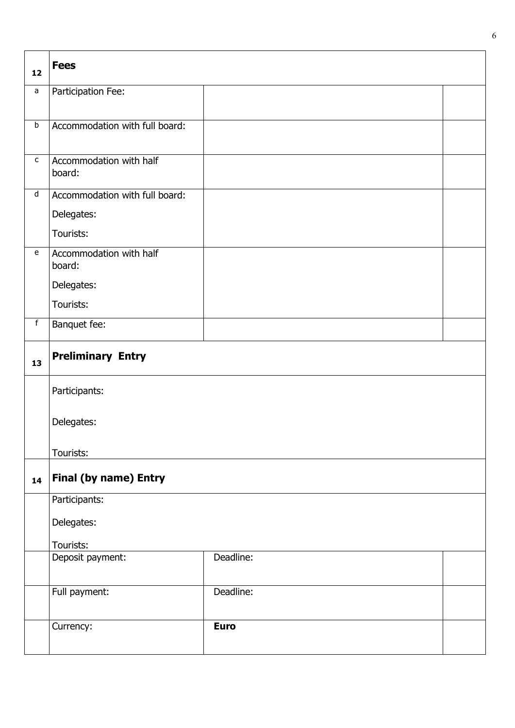| 12 | **Fees** | | |
|---|---|---|---|
| a | Participation Fee: | | |
| b | Accommodation with full board: | | |
| c | Accommodation with half board: | | |
| d | Accommodation with full board:<br>Delegates:<br>Tourists: | | |
| e | Accommodation with half board:<br>Delegates:<br>Tourists: | | |
| f | Banquet fee: | | |
| 13 | **Preliminary Entry** | | |
| | Participants:<br>Delegates:<br>Tourists: | | |
| 14 | **Final (by name) Entry** | | |
| | Participants:<br>Delegates:<br>Tourists: | | |
| | Deposit payment: | Deadline: | |
| | Full payment: | Deadline: | |
| | Currency: | **Euro** | |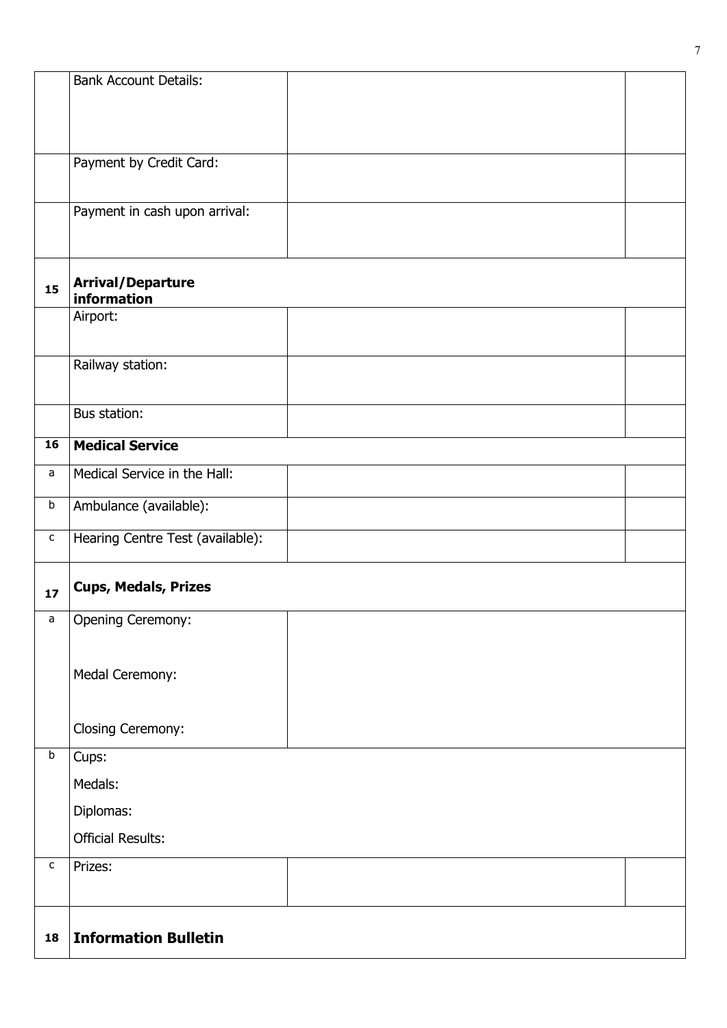| | | | |
|---|---|---|---|
| | Bank Account Details: | | |
| | Payment by Credit Card: | | |
| | Payment in cash upon arrival: | | |
| **15** | **Arrival/Departure information** | | |
| | Airport: | | |
| | Railway station: | | |
| | Bus station: | | |
| **16** | **Medical Service** | | |
| a | Medical Service in the Hall: | | |
| b | Ambulance (available): | | |
| c | Hearing Centre Test (available): | | |
| **17** | **Cups, Medals, Prizes** | | |
| a | Opening Ceremony:<br><br>Medal Ceremony:<br><br>Closing Ceremony: | | |
| b | Cups:<br>Medals:<br>Diplomas:<br>Official Results: | | |
| c | Prizes: | | |
| **18** | **Information Bulletin** | | |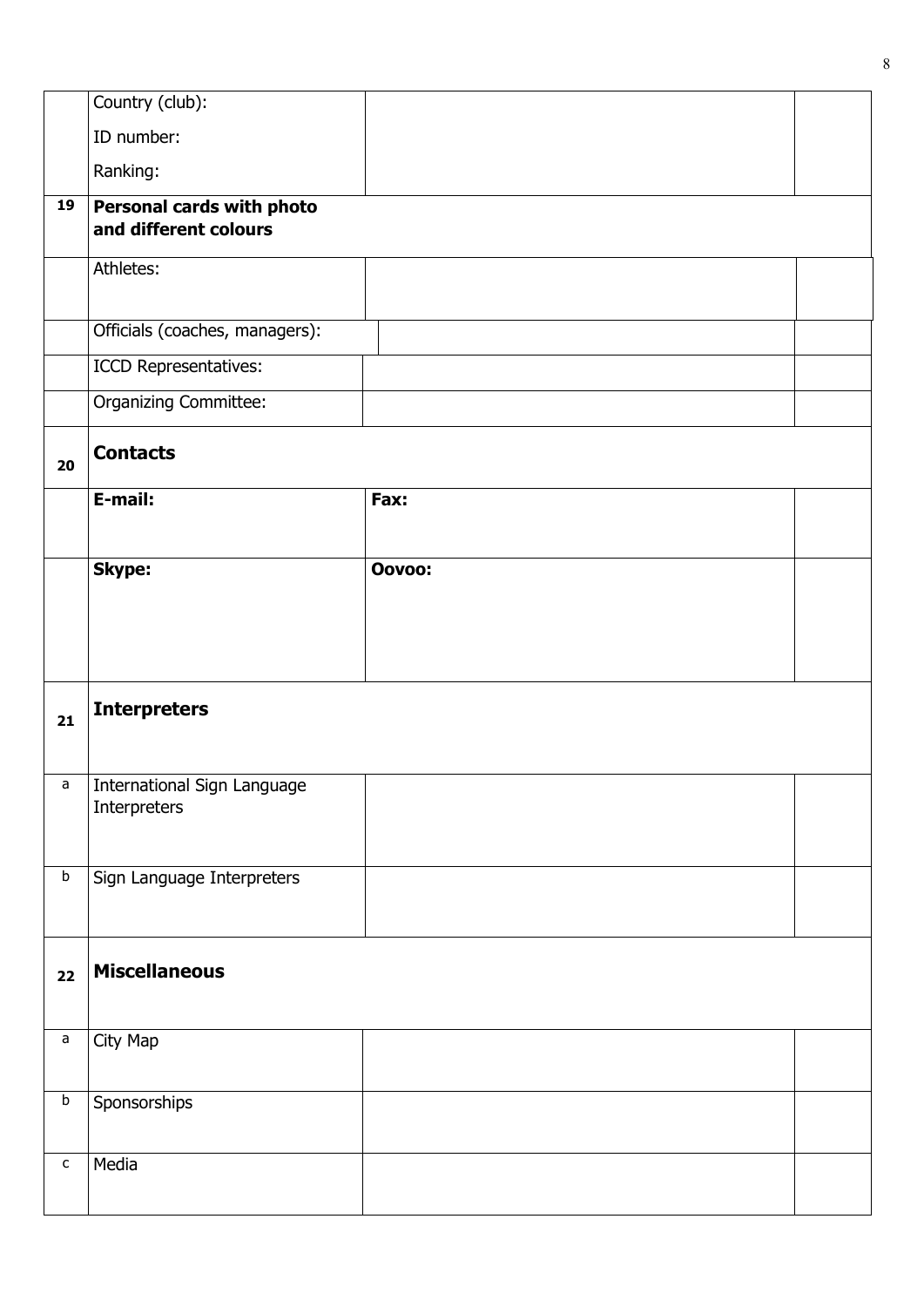| | | | |
|---|---|---|---|
| | Country (club):<br>ID number:<br>Ranking: | | |
| **19** | **Personal cards with photo and different colours** | | |
| | Athletes: | | |
| | Officials (coaches, managers): | | |
| | ICCD Representatives: | | |
| | Organizing Committee: | | |
| **20** | **Contacts** | | |
| | **E-mail:** | **Fax:** | |
| | **Skype:** | **Oovoo:** | |
| **21** | **Interpreters** | | |
| a | International Sign Language Interpreters | | |
| b | Sign Language Interpreters | | |
| **22** | **Miscellaneous** | | |
| a | City Map | | |
| b | Sponsorships | | |
| c | Media | | |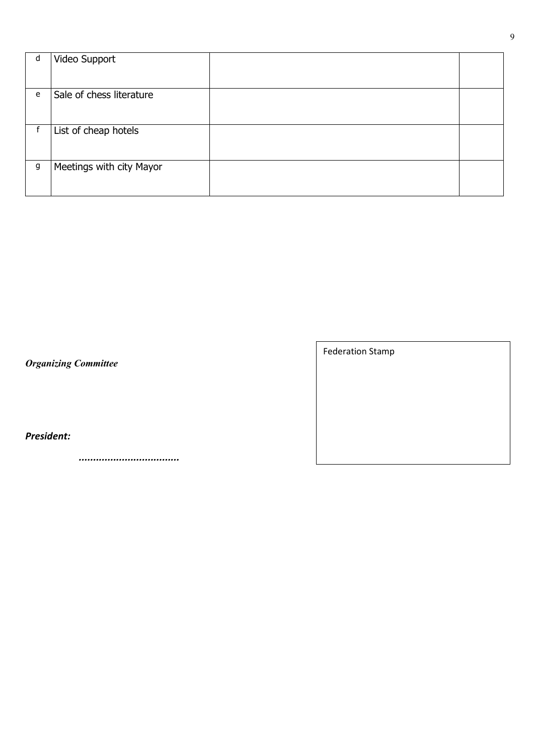| | | | |
|---|---|---|---|
| d | Video Support | | |
| e | Sale of chess literature | | |
| f | List of cheap hotels | | |
| g | Meetings with city Mayor | | |

***Organizing Committee***

***President:***

*...................................*

Federation Stamp